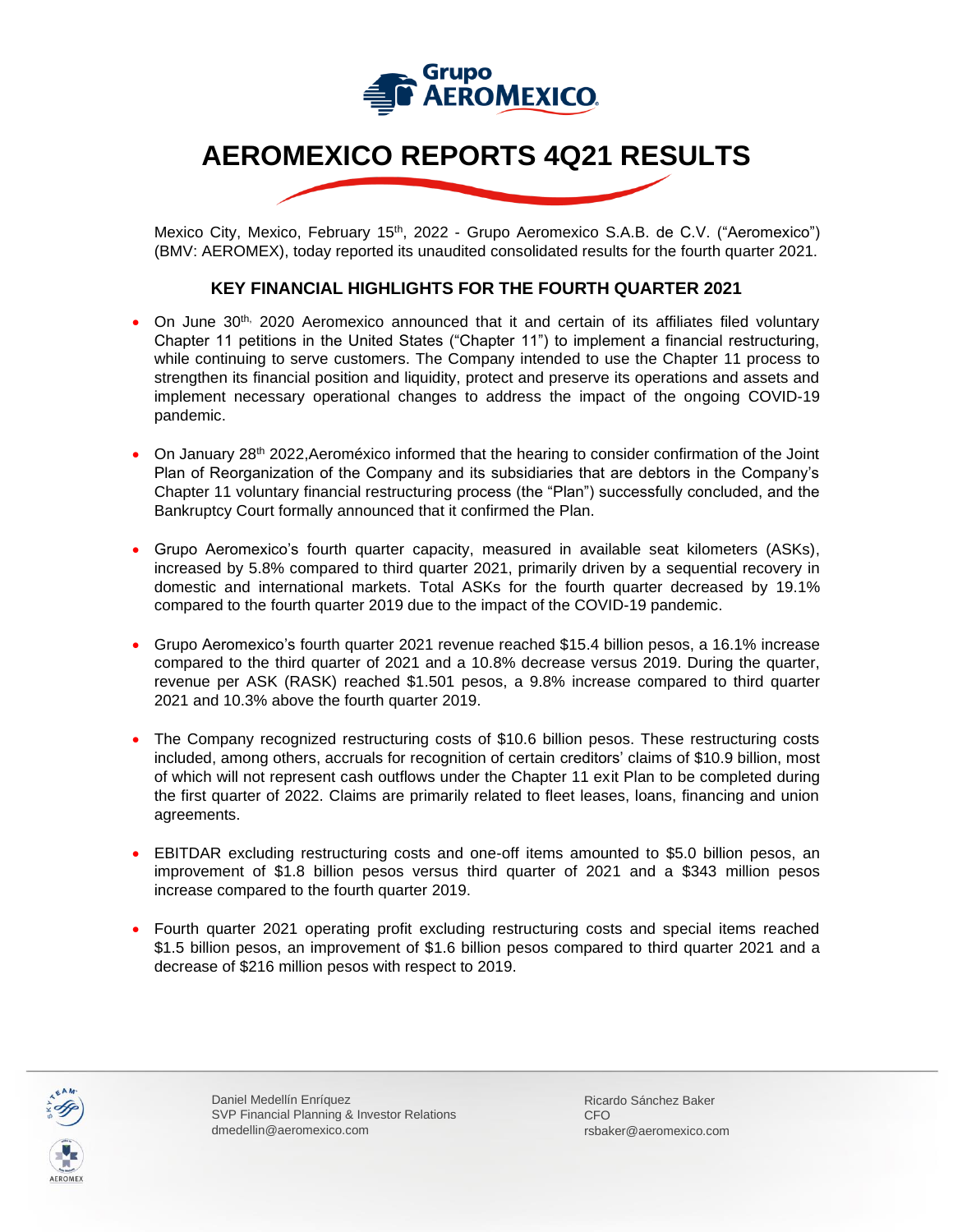# AEROMEXICO REPORTS 4Q21 RESULTS

Mexico City, Mexico, February 15th, 2022 - Grupo Aeromexico S.A.B. de C.V. ("Aeromexico") (BMV: AEROMEX), today reported its unaudited consolidated results for the fourth quarter 2021.

## KEY FINANCIAL HIGHLIGHTS FOR THE FOURTH QUARTER 2021

- On June 30th, 2020 Aeromexico announced that it and certain of its affiliates filed voluntary Chapter 11 petitions in the United States ("Chapter 11") to implement a financial restructuring, while continuing to serve customers. The Company intended to use the Chapter 11 process to strengthen its financial position and liquidity, protect and preserve its operations and assets and implement necessary operational changes to address the impact of the ongoing COVID-19 pandemic.

- On January 28th 2022,Aeroméxico informed that the hearing to consider confirmation of the Joint Plan of Reorganization of the Company and its subsidiaries that are debtors in the Company's Chapter 11 voluntary financial restructuring process (the "Plan") successfully concluded, and the Bankruptcy Court formally announced that it confirmed the Plan.

- Grupo Aeromexico's fourth quarter capacity, measured in available seat kilometers (ASKs), increased by 5.8% compared to third quarter 2021, primarily driven by a sequential recovery in domestic and international markets. Total ASKs for the fourth quarter decreased by 19.1% compared to the fourth quarter 2019 due to the impact of the COVID-19 pandemic.

- Grupo Aeromexico's fourth quarter 2021 revenue reached $15.4 billion pesos, a 16.1% increase compared to the third quarter of 2021 and a 10.8% decrease versus 2019. During the quarter, revenue per ASK (RASK) reached $1.501 pesos, a 9.8% increase compared to third quarter 2021 and 10.3% above the fourth quarter 2019.

- The Company recognized restructuring costs of $10.6 billion pesos. These restructuring costs included, among others, accruals for recognition of certain creditors' claims of $10.9 billion, most of which will not represent cash outflows under the Chapter 11 exit Plan to be completed during the first quarter of 2022. Claims are primarily related to fleet leases, loans, financing and union agreements.

- EBITDAR excluding restructuring costs and one-off items amounted to $5.0 billion pesos, an improvement of $1.8 billion pesos versus third quarter of 2021 and a $343 million pesos increase compared to the fourth quarter 2019.

- Fourth quarter 2021 operating profit excluding restructuring costs and special items reached $1.5 billion pesos, an improvement of $1.6 billion pesos compared to third quarter 2021 and a decrease of $216 million pesos with respect to 2019.

Daniel Medellín Enríquez
SVP Financial Planning & Investor Relations
dmedellin@aeromexico.com

Ricardo Sánchez Baker
CFO
rsbaker@aeromexico.com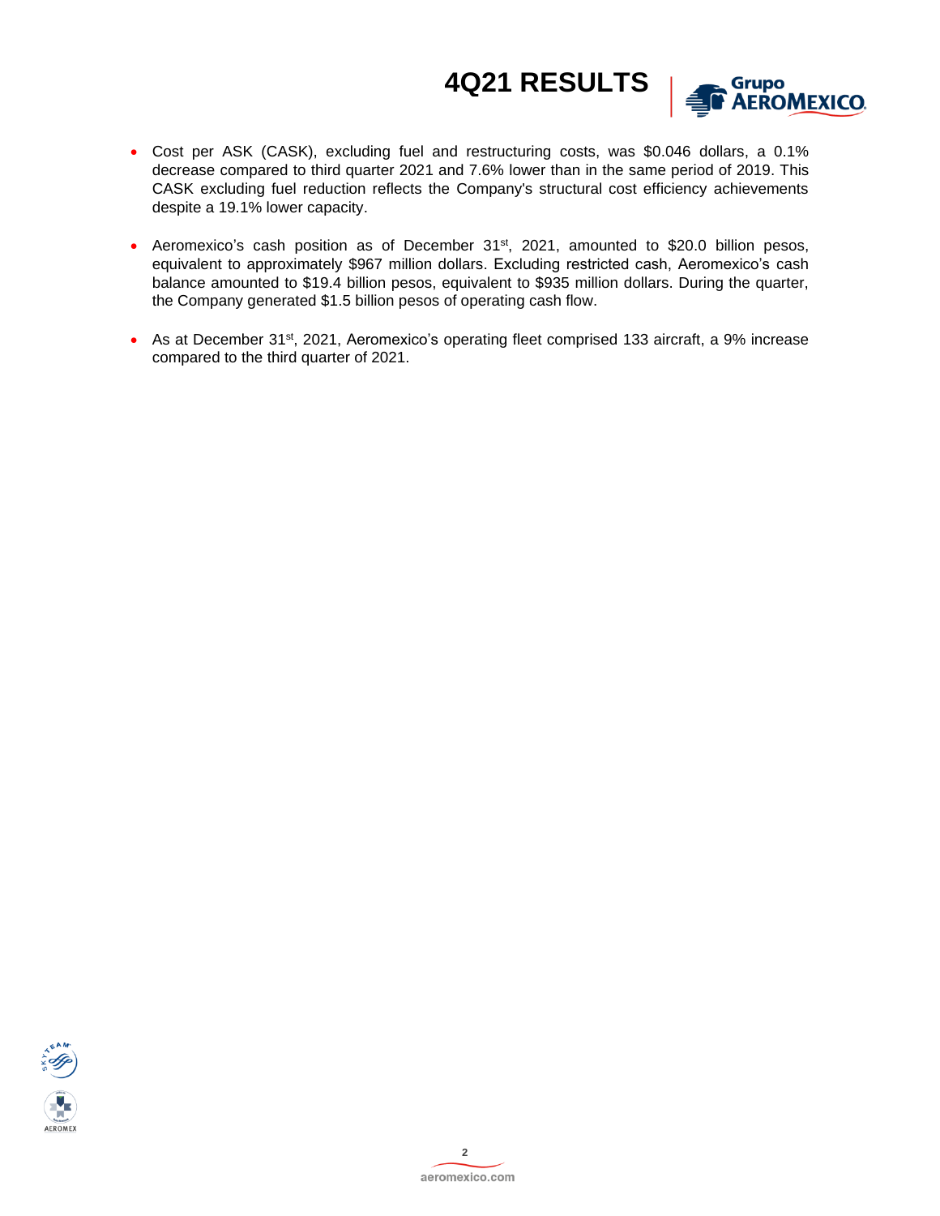- Cost per ASK (CASK), excluding fuel and restructuring costs, was $0.046 dollars, a 0.1% decrease compared to third quarter 2021 and 7.6% lower than in the same period of 2019. This CASK excluding fuel reduction reflects the Company's structural cost efficiency achievements despite a 19.1% lower capacity.

- Aeromexico's cash position as of December 31st, 2021, amounted to $20.0 billion pesos, equivalent to approximately $967 million dollars. Excluding restricted cash, Aeromexico's cash balance amounted to $19.4 billion pesos, equivalent to $935 million dollars. During the quarter, the Company generated $1.5 billion pesos of operating cash flow.

- As at December 31st, 2021, Aeromexico's operating fleet comprised 133 aircraft, a 9% increase compared to the third quarter of 2021.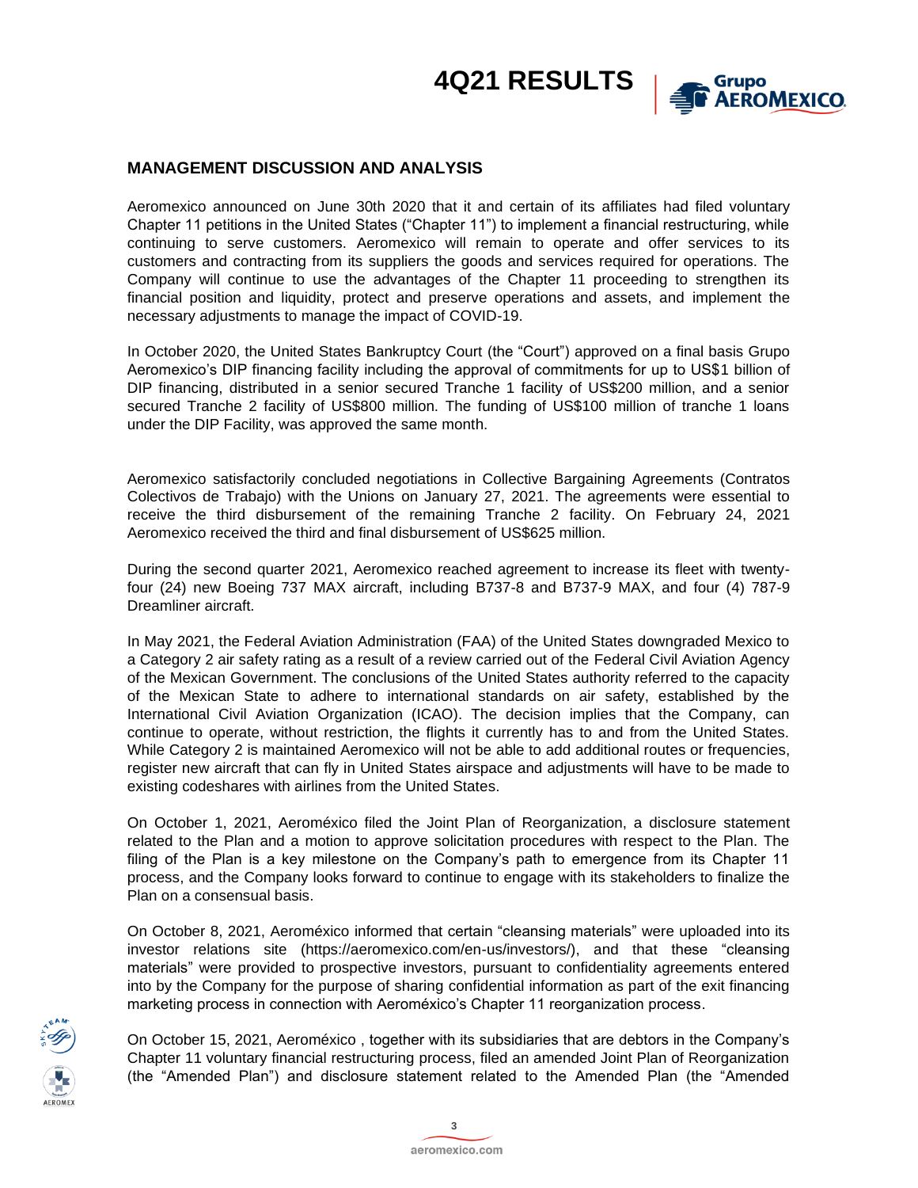## MANAGEMENT DISCUSSION AND ANALYSIS

Aeromexico announced on June 30th 2020 that it and certain of its affiliates had filed voluntary Chapter 11 petitions in the United States ("Chapter 11") to implement a financial restructuring, while continuing to serve customers. Aeromexico will remain to operate and offer services to its customers and contracting from its suppliers the goods and services required for operations. The Company will continue to use the advantages of the Chapter 11 proceeding to strengthen its financial position and liquidity, protect and preserve operations and assets, and implement the necessary adjustments to manage the impact of COVID-19.

In October 2020, the United States Bankruptcy Court (the "Court") approved on a final basis Grupo Aeromexico's DIP financing facility including the approval of commitments for up to US$1 billion of DIP financing, distributed in a senior secured Tranche 1 facility of US$200 million, and a senior secured Tranche 2 facility of US$800 million. The funding of US$100 million of tranche 1 loans under the DIP Facility, was approved the same month.

Aeromexico satisfactorily concluded negotiations in Collective Bargaining Agreements (Contratos Colectivos de Trabajo) with the Unions on January 27, 2021. The agreements were essential to receive the third disbursement of the remaining Tranche 2 facility. On February 24, 2021 Aeromexico received the third and final disbursement of US$625 million.

During the second quarter 2021, Aeromexico reached agreement to increase its fleet with twenty-four (24) new Boeing 737 MAX aircraft, including B737-8 and B737-9 MAX, and four (4) 787-9 Dreamliner aircraft.

In May 2021, the Federal Aviation Administration (FAA) of the United States downgraded Mexico to a Category 2 air safety rating as a result of a review carried out of the Federal Civil Aviation Agency of the Mexican Government. The conclusions of the United States authority referred to the capacity of the Mexican State to adhere to international standards on air safety, established by the International Civil Aviation Organization (ICAO). The decision implies that the Company, can continue to operate, without restriction, the flights it currently has to and from the United States. While Category 2 is maintained Aeromexico will not be able to add additional routes or frequencies, register new aircraft that can fly in United States airspace and adjustments will have to be made to existing codeshares with airlines from the United States.

On October 1, 2021, Aeroméxico filed the Joint Plan of Reorganization, a disclosure statement related to the Plan and a motion to approve solicitation procedures with respect to the Plan. The filing of the Plan is a key milestone on the Company's path to emergence from its Chapter 11 process, and the Company looks forward to continue to engage with its stakeholders to finalize the Plan on a consensual basis.

On October 8, 2021, Aeroméxico informed that certain "cleansing materials" were uploaded into its investor relations site (https://aeromexico.com/en-us/investors/), and that these "cleansing materials" were provided to prospective investors, pursuant to confidentiality agreements entered into by the Company for the purpose of sharing confidential information as part of the exit financing marketing process in connection with Aeroméxico's Chapter 11 reorganization process.

On October 15, 2021, Aeroméxico , together with its subsidiaries that are debtors in the Company's Chapter 11 voluntary financial restructuring process, filed an amended Joint Plan of Reorganization (the "Amended Plan") and disclosure statement related to the Amended Plan (the "Amended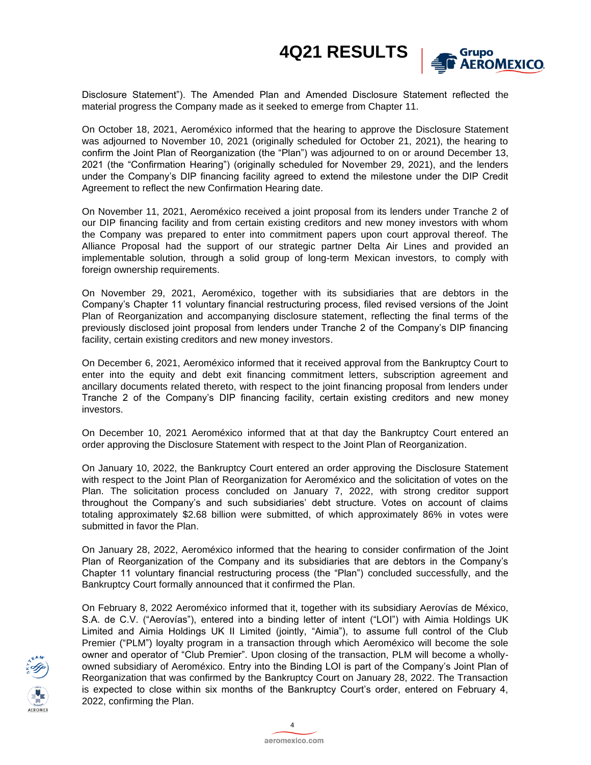Disclosure Statement"). The Amended Plan and Amended Disclosure Statement reflected the material progress the Company made as it seeked to emerge from Chapter 11.

On October 18, 2021, Aeroméxico informed that the hearing to approve the Disclosure Statement was adjourned to November 10, 2021 (originally scheduled for October 21, 2021), the hearing to confirm the Joint Plan of Reorganization (the "Plan") was adjourned to on or around December 13, 2021 (the "Confirmation Hearing") (originally scheduled for November 29, 2021), and the lenders under the Company's DIP financing facility agreed to extend the milestone under the DIP Credit Agreement to reflect the new Confirmation Hearing date.

On November 11, 2021, Aeroméxico received a joint proposal from its lenders under Tranche 2 of our DIP financing facility and from certain existing creditors and new money investors with whom the Company was prepared to enter into commitment papers upon court approval thereof. The Alliance Proposal had the support of our strategic partner Delta Air Lines and provided an implementable solution, through a solid group of long-term Mexican investors, to comply with foreign ownership requirements.

On November 29, 2021, Aeroméxico, together with its subsidiaries that are debtors in the Company's Chapter 11 voluntary financial restructuring process, filed revised versions of the Joint Plan of Reorganization and accompanying disclosure statement, reflecting the final terms of the previously disclosed joint proposal from lenders under Tranche 2 of the Company's DIP financing facility, certain existing creditors and new money investors.

On December 6, 2021, Aeroméxico informed that it received approval from the Bankruptcy Court to enter into the equity and debt exit financing commitment letters, subscription agreement and ancillary documents related thereto, with respect to the joint financing proposal from lenders under Tranche 2 of the Company's DIP financing facility, certain existing creditors and new money investors.

On December 10, 2021 Aeroméxico informed that at that day the Bankruptcy Court entered an order approving the Disclosure Statement with respect to the Joint Plan of Reorganization.

On January 10, 2022, the Bankruptcy Court entered an order approving the Disclosure Statement with respect to the Joint Plan of Reorganization for Aeroméxico and the solicitation of votes on the Plan. The solicitation process concluded on January 7, 2022, with strong creditor support throughout the Company's and such subsidiaries' debt structure. Votes on account of claims totaling approximately $2.68 billion were submitted, of which approximately 86% in votes were submitted in favor the Plan.

On January 28, 2022, Aeroméxico informed that the hearing to consider confirmation of the Joint Plan of Reorganization of the Company and its subsidiaries that are debtors in the Company's Chapter 11 voluntary financial restructuring process (the "Plan") concluded successfully, and the Bankruptcy Court formally announced that it confirmed the Plan.

On February 8, 2022 Aeroméxico informed that it, together with its subsidiary Aerovías de México, S.A. de C.V. ("Aerovías"), entered into a binding letter of intent ("LOI") with Aimia Holdings UK Limited and Aimia Holdings UK II Limited (jointly, "Aimia"), to assume full control of the Club Premier ("PLM") loyalty program in a transaction through which Aeroméxico will become the sole owner and operator of "Club Premier". Upon closing of the transaction, PLM will become a wholly-owned subsidiary of Aeroméxico. Entry into the Binding LOI is part of the Company's Joint Plan of Reorganization that was confirmed by the Bankruptcy Court on January 28, 2022. The Transaction is expected to close within six months of the Bankruptcy Court's order, entered on February 4, 2022, confirming the Plan.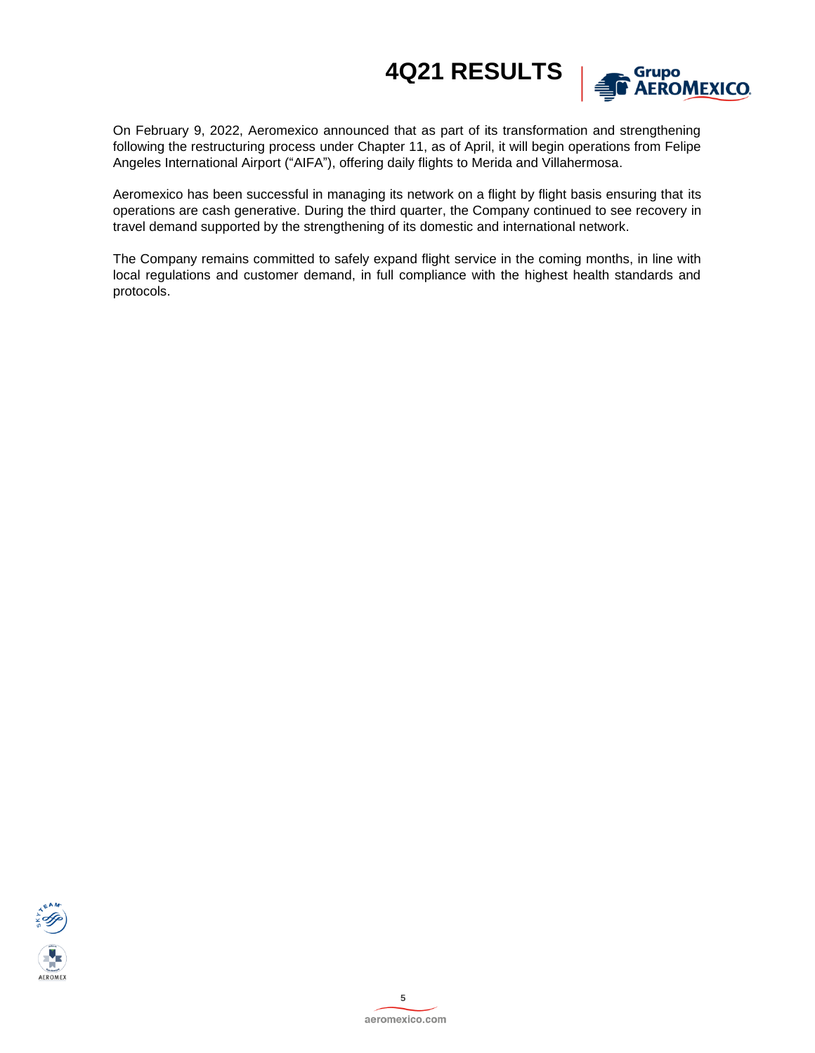On February 9, 2022, Aeromexico announced that as part of its transformation and strengthening following the restructuring process under Chapter 11, as of April, it will begin operations from Felipe Angeles International Airport ("AIFA"), offering daily flights to Merida and Villahermosa.

Aeromexico has been successful in managing its network on a flight by flight basis ensuring that its operations are cash generative. During the third quarter, the Company continued to see recovery in travel demand supported by the strengthening of its domestic and international network.

The Company remains committed to safely expand flight service in the coming months, in line with local regulations and customer demand, in full compliance with the highest health standards and protocols.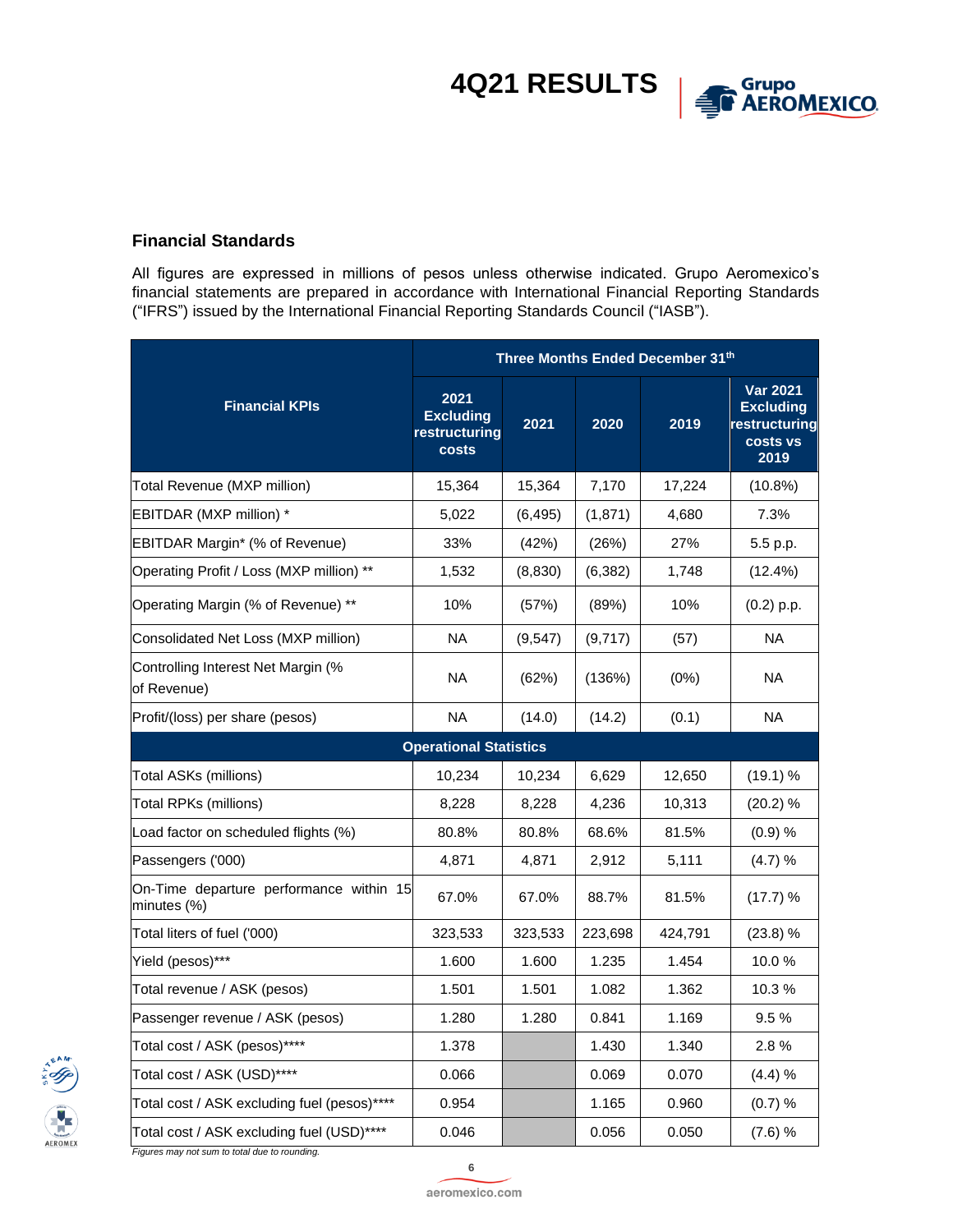### Financial Standards

All figures are expressed in millions of pesos unless otherwise indicated. Grupo Aeromexico's financial statements are prepared in accordance with International Financial Reporting Standards ("IFRS") issued by the International Financial Reporting Standards Council ("IASB").

| Financial KPIs | Three Months Ended December 31th | | | | |
|---|---|---|---|---|---|
| | 2021 Excluding restructuring costs | 2021 | 2020 | 2019 | Var 2021 Excluding restructuring costs vs 2019 |
| Total Revenue (MXP million) | 15,364 | 15,364 | 7,170 | 17,224 | (10.8%) |
| EBITDAR (MXP million) * | 5,022 | (6,495) | (1,871) | 4,680 | 7.3% |
| EBITDAR Margin* (% of Revenue) | 33% | (42%) | (26%) | 27% | 5.5 p.p. |
| Operating Profit / Loss (MXP million) ** | 1,532 | (8,830) | (6,382) | 1,748 | (12.4%) |
| Operating Margin (% of Revenue) ** | 10% | (57%) | (89%) | 10% | (0.2) p.p. |
| Consolidated Net Loss (MXP million) | NA | (9,547) | (9,717) | (57) | NA |
| Controlling Interest Net Margin (% of Revenue) | NA | (62%) | (136%) | (0%) | NA |
| Profit/(loss) per share (pesos) | NA | (14.0) | (14.2) | (0.1) | NA |
| **Operational Statistics** | | | | | |
| Total ASKs (millions) | 10,234 | 10,234 | 6,629 | 12,650 | (19.1) % |
| Total RPKs (millions) | 8,228 | 8,228 | 4,236 | 10,313 | (20.2) % |
| Load factor on scheduled flights (%) | 80.8% | 80.8% | 68.6% | 81.5% | (0.9) % |
| Passengers ('000) | 4,871 | 4,871 | 2,912 | 5,111 | (4.7) % |
| On-Time departure performance within 15 minutes (%) | 67.0% | 67.0% | 88.7% | 81.5% | (17.7) % |
| Total liters of fuel ('000) | 323,533 | 323,533 | 223,698 | 424,791 | (23.8) % |
| Yield (pesos)*** | 1.600 | 1.600 | 1.235 | 1.454 | 10.0 % |
| Total revenue / ASK (pesos) | 1.501 | 1.501 | 1.082 | 1.362 | 10.3 % |
| Passenger revenue / ASK (pesos) | 1.280 | 1.280 | 0.841 | 1.169 | 9.5 % |
| Total cost / ASK (pesos)**** | 1.378 | | 1.430 | 1.340 | 2.8 % |
| Total cost / ASK (USD)**** | 0.066 | | 0.069 | 0.070 | (4.4) % |
| Total cost / ASK excluding fuel (pesos)**** | 0.954 | | 1.165 | 0.960 | (0.7) % |
| Total cost / ASK excluding fuel (USD)**** | 0.046 | | 0.056 | 0.050 | (7.6) % |

*Figures may not sum to total due to rounding.*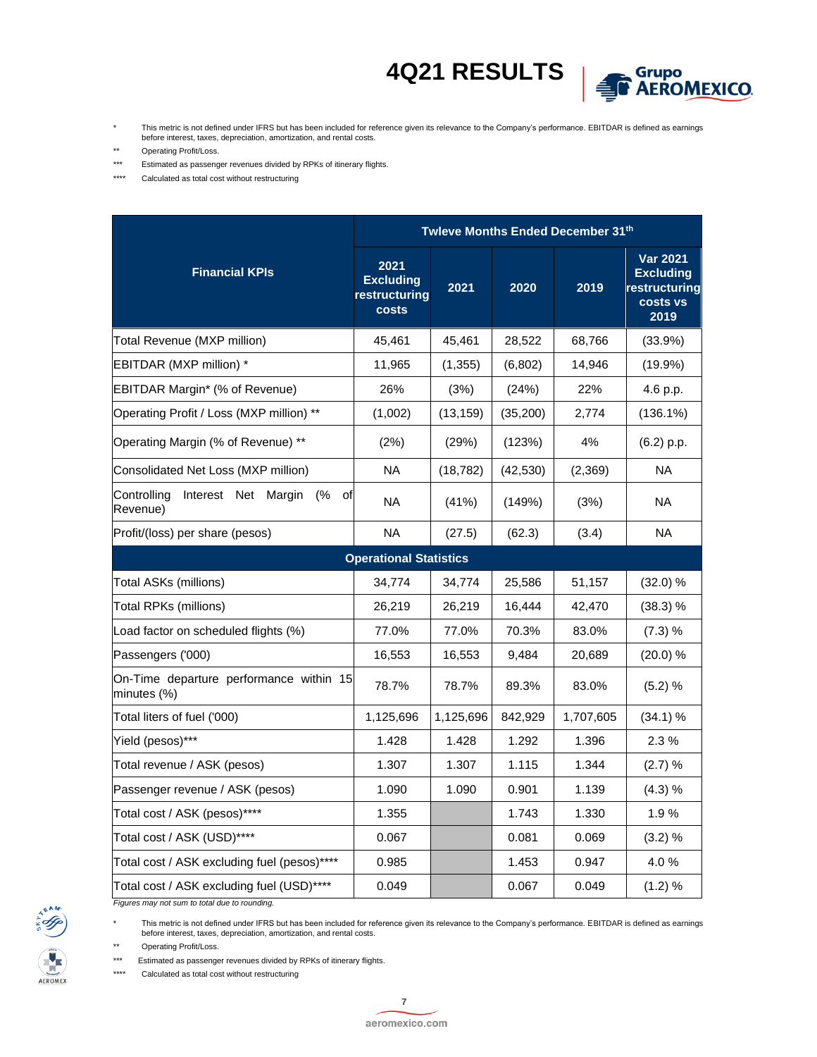\* This metric is not defined under IFRS but has been included for reference given its relevance to the Company's performance. EBITDAR is defined as earnings before interest, taxes, depreciation, amortization, and rental costs.

\*\* Operating Profit/Loss.

\*\*\* Estimated as passenger revenues divided by RPKs of itinerary flights.

\*\*\*\* Calculated as total cost without restructuring

| Financial KPIs | Twleve Months Ended December 31th | | | | |
|---|---|---|---|---|---|
| | 2021 Excluding restructuring costs | 2021 | 2020 | 2019 | Var 2021 Excluding restructuring costs vs 2019 |
| Total Revenue (MXP million) | 45,461 | 45,461 | 28,522 | 68,766 | (33.9%) |
| EBITDAR (MXP million) * | 11,965 | (1,355) | (6,802) | 14,946 | (19.9%) |
| EBITDAR Margin* (% of Revenue) | 26% | (3%) | (24%) | 22% | 4.6 p.p. |
| Operating Profit / Loss (MXP million) ** | (1,002) | (13,159) | (35,200) | 2,774 | (136.1%) |
| Operating Margin (% of Revenue) ** | (2%) | (29%) | (123%) | 4% | (6.2) p.p. |
| Consolidated Net Loss (MXP million) | NA | (18,782) | (42,530) | (2,369) | NA |
| Controlling Interest Net Margin (% of Revenue) | NA | (41%) | (149%) | (3%) | NA |
| Profit/(loss) per share (pesos) | NA | (27.5) | (62.3) | (3.4) | NA |
| **Operational Statistics** | | | | | |
| Total ASKs (millions) | 34,774 | 34,774 | 25,586 | 51,157 | (32.0) % |
| Total RPKs (millions) | 26,219 | 26,219 | 16,444 | 42,470 | (38.3) % |
| Load factor on scheduled flights (%) | 77.0% | 77.0% | 70.3% | 83.0% | (7.3) % |
| Passengers ('000) | 16,553 | 16,553 | 9,484 | 20,689 | (20.0) % |
| On-Time departure performance within 15 minutes (%) | 78.7% | 78.7% | 89.3% | 83.0% | (5.2) % |
| Total liters of fuel ('000) | 1,125,696 | 1,125,696 | 842,929 | 1,707,605 | (34.1) % |
| Yield (pesos)*** | 1.428 | 1.428 | 1.292 | 1.396 | 2.3 % |
| Total revenue / ASK (pesos) | 1.307 | 1.307 | 1.115 | 1.344 | (2.7) % |
| Passenger revenue / ASK (pesos) | 1.090 | 1.090 | 0.901 | 1.139 | (4.3) % |
| Total cost / ASK (pesos)**** | 1.355 | | 1.743 | 1.330 | 1.9 % |
| Total cost / ASK (USD)**** | 0.067 | | 0.081 | 0.069 | (3.2) % |
| Total cost / ASK excluding fuel (pesos)**** | 0.985 | | 1.453 | 0.947 | 4.0 % |
| Total cost / ASK excluding fuel (USD)**** | 0.049 | | 0.067 | 0.049 | (1.2) % |

*Figures may not sum to total due to rounding.*

\* This metric is not defined under IFRS but has been included for reference given its relevance to the Company's performance. EBITDAR is defined as earnings before interest, taxes, depreciation, amortization, and rental costs.

\*\* Operating Profit/Loss.

\*\*\* Estimated as passenger revenues divided by RPKs of itinerary flights.

\*\*\*\* Calculated as total cost without restructuring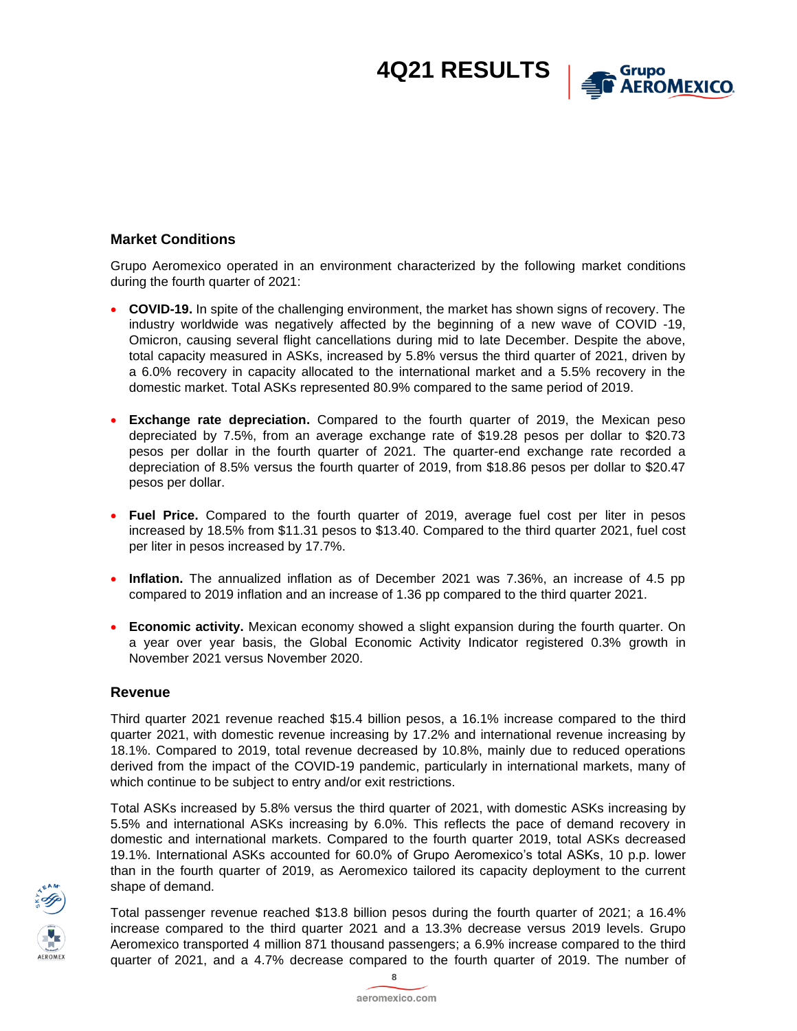## Market Conditions

Grupo Aeromexico operated in an environment characterized by the following market conditions during the fourth quarter of 2021:

- **COVID-19.** In spite of the challenging environment, the market has shown signs of recovery. The industry worldwide was negatively affected by the beginning of a new wave of COVID -19, Omicron, causing several flight cancellations during mid to late December. Despite the above, total capacity measured in ASKs, increased by 5.8% versus the third quarter of 2021, driven by a 6.0% recovery in capacity allocated to the international market and a 5.5% recovery in the domestic market. Total ASKs represented 80.9% compared to the same period of 2019.

- **Exchange rate depreciation.** Compared to the fourth quarter of 2019, the Mexican peso depreciated by 7.5%, from an average exchange rate of $19.28 pesos per dollar to $20.73 pesos per dollar in the fourth quarter of 2021. The quarter-end exchange rate recorded a depreciation of 8.5% versus the fourth quarter of 2019, from $18.86 pesos per dollar to $20.47 pesos per dollar.

- **Fuel Price.** Compared to the fourth quarter of 2019, average fuel cost per liter in pesos increased by 18.5% from $11.31 pesos to $13.40. Compared to the third quarter 2021, fuel cost per liter in pesos increased by 17.7%.

- **Inflation.** The annualized inflation as of December 2021 was 7.36%, an increase of 4.5 pp compared to 2019 inflation and an increase of 1.36 pp compared to the third quarter 2021.

- **Economic activity.** Mexican economy showed a slight expansion during the fourth quarter. On a year over year basis, the Global Economic Activity Indicator registered 0.3% growth in November 2021 versus November 2020.

## Revenue

Third quarter 2021 revenue reached $15.4 billion pesos, a 16.1% increase compared to the third quarter 2021, with domestic revenue increasing by 17.2% and international revenue increasing by 18.1%. Compared to 2019, total revenue decreased by 10.8%, mainly due to reduced operations derived from the impact of the COVID-19 pandemic, particularly in international markets, many of which continue to be subject to entry and/or exit restrictions.

Total ASKs increased by 5.8% versus the third quarter of 2021, with domestic ASKs increasing by 5.5% and international ASKs increasing by 6.0%. This reflects the pace of demand recovery in domestic and international markets. Compared to the fourth quarter 2019, total ASKs decreased 19.1%. International ASKs accounted for 60.0% of Grupo Aeromexico's total ASKs, 10 p.p. lower than in the fourth quarter of 2019, as Aeromexico tailored its capacity deployment to the current shape of demand.

Total passenger revenue reached $13.8 billion pesos during the fourth quarter of 2021; a 16.4% increase compared to the third quarter 2021 and a 13.3% decrease versus 2019 levels. Grupo Aeromexico transported 4 million 871 thousand passengers; a 6.9% increase compared to the third quarter of 2021, and a 4.7% decrease compared to the fourth quarter of 2019. The number of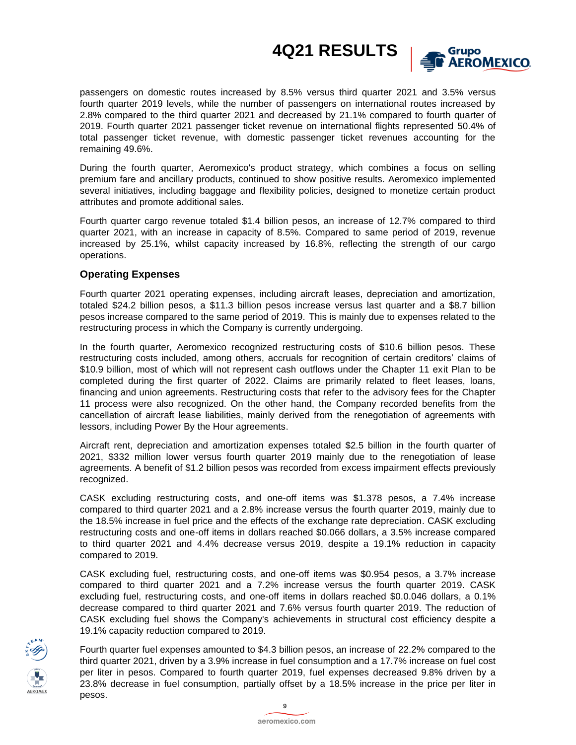passengers on domestic routes increased by 8.5% versus third quarter 2021 and 3.5% versus fourth quarter 2019 levels, while the number of passengers on international routes increased by 2.8% compared to the third quarter 2021 and decreased by 21.1% compared to fourth quarter of 2019. Fourth quarter 2021 passenger ticket revenue on international flights represented 50.4% of total passenger ticket revenue, with domestic passenger ticket revenues accounting for the remaining 49.6%.

During the fourth quarter, Aeromexico's product strategy, which combines a focus on selling premium fare and ancillary products, continued to show positive results. Aeromexico implemented several initiatives, including baggage and flexibility policies, designed to monetize certain product attributes and promote additional sales.

Fourth quarter cargo revenue totaled $1.4 billion pesos, an increase of 12.7% compared to third quarter 2021, with an increase in capacity of 8.5%. Compared to same period of 2019, revenue increased by 25.1%, whilst capacity increased by 16.8%, reflecting the strength of our cargo operations.

### Operating Expenses

Fourth quarter 2021 operating expenses, including aircraft leases, depreciation and amortization, totaled $24.2 billion pesos, a $11.3 billion pesos increase versus last quarter and a $8.7 billion pesos increase compared to the same period of 2019. This is mainly due to expenses related to the restructuring process in which the Company is currently undergoing.

In the fourth quarter, Aeromexico recognized restructuring costs of $10.6 billion pesos. These restructuring costs included, among others, accruals for recognition of certain creditors' claims of $10.9 billion, most of which will not represent cash outflows under the Chapter 11 exit Plan to be completed during the first quarter of 2022. Claims are primarily related to fleet leases, loans, financing and union agreements. Restructuring costs that refer to the advisory fees for the Chapter 11 process were also recognized. On the other hand, the Company recorded benefits from the cancellation of aircraft lease liabilities, mainly derived from the renegotiation of agreements with lessors, including Power By the Hour agreements.

Aircraft rent, depreciation and amortization expenses totaled $2.5 billion in the fourth quarter of 2021, $332 million lower versus fourth quarter 2019 mainly due to the renegotiation of lease agreements. A benefit of $1.2 billion pesos was recorded from excess impairment effects previously recognized.

CASK excluding restructuring costs, and one-off items was $1.378 pesos, a 7.4% increase compared to third quarter 2021 and a 2.8% increase versus the fourth quarter 2019, mainly due to the 18.5% increase in fuel price and the effects of the exchange rate depreciation. CASK excluding restructuring costs and one-off items in dollars reached $0.066 dollars, a 3.5% increase compared to third quarter 2021 and 4.4% decrease versus 2019, despite a 19.1% reduction in capacity compared to 2019.

CASK excluding fuel, restructuring costs, and one-off items was $0.954 pesos, a 3.7% increase compared to third quarter 2021 and a 7.2% increase versus the fourth quarter 2019. CASK excluding fuel, restructuring costs, and one-off items in dollars reached $0.0.046 dollars, a 0.1% decrease compared to third quarter 2021 and 7.6% versus fourth quarter 2019. The reduction of CASK excluding fuel shows the Company's achievements in structural cost efficiency despite a 19.1% capacity reduction compared to 2019.

Fourth quarter fuel expenses amounted to $4.3 billion pesos, an increase of 22.2% compared to the third quarter 2021, driven by a 3.9% increase in fuel consumption and a 17.7% increase on fuel cost per liter in pesos. Compared to fourth quarter 2019, fuel expenses decreased 9.8% driven by a 23.8% decrease in fuel consumption, partially offset by a 18.5% increase in the price per liter in pesos.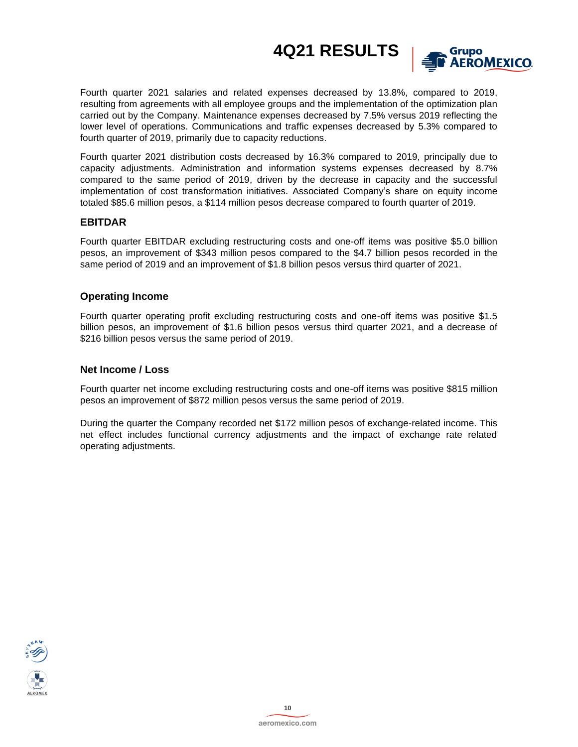Fourth quarter 2021 salaries and related expenses decreased by 13.8%, compared to 2019, resulting from agreements with all employee groups and the implementation of the optimization plan carried out by the Company. Maintenance expenses decreased by 7.5% versus 2019 reflecting the lower level of operations. Communications and traffic expenses decreased by 5.3% compared to fourth quarter of 2019, primarily due to capacity reductions.

Fourth quarter 2021 distribution costs decreased by 16.3% compared to 2019, principally due to capacity adjustments. Administration and information systems expenses decreased by 8.7% compared to the same period of 2019, driven by the decrease in capacity and the successful implementation of cost transformation initiatives. Associated Company's share on equity income totaled $85.6 million pesos, a $114 million pesos decrease compared to fourth quarter of 2019.

## EBITDAR

Fourth quarter EBITDAR excluding restructuring costs and one-off items was positive $5.0 billion pesos, an improvement of $343 million pesos compared to the $4.7 billion pesos recorded in the same period of 2019 and an improvement of $1.8 billion pesos versus third quarter of 2021.

## Operating Income

Fourth quarter operating profit excluding restructuring costs and one-off items was positive $1.5 billion pesos, an improvement of $1.6 billion pesos versus third quarter 2021, and a decrease of $216 billion pesos versus the same period of 2019.

## Net Income / Loss

Fourth quarter net income excluding restructuring costs and one-off items was positive $815 million pesos an improvement of $872 million pesos versus the same period of 2019.

During the quarter the Company recorded net $172 million pesos of exchange-related income. This net effect includes functional currency adjustments and the impact of exchange rate related operating adjustments.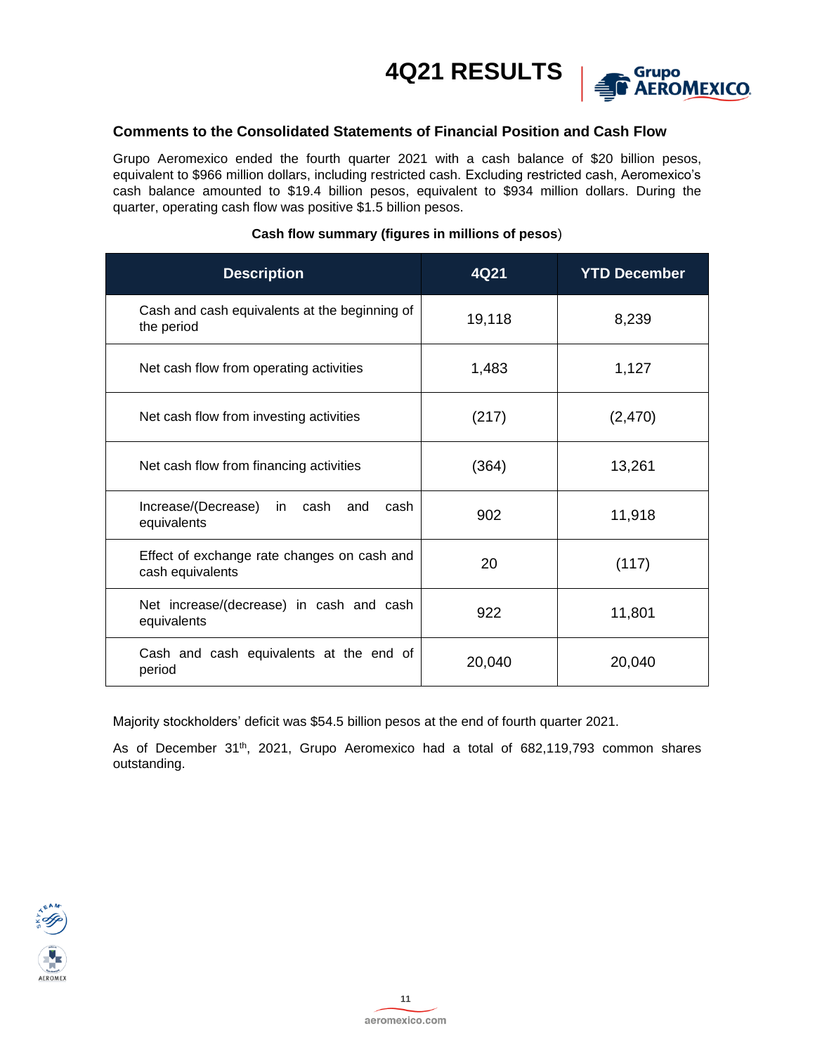## Comments to the Consolidated Statements of Financial Position and Cash Flow

Grupo Aeromexico ended the fourth quarter 2021 with a cash balance of $20 billion pesos, equivalent to $966 million dollars, including restricted cash. Excluding restricted cash, Aeromexico's cash balance amounted to $19.4 billion pesos, equivalent to $934 million dollars. During the quarter, operating cash flow was positive $1.5 billion pesos.

**Cash flow summary (figures in millions of pesos**)

| Description | 4Q21 | YTD December |
| --- | --- | --- |
| Cash and cash equivalents at the beginning of the period | 19,118 | 8,239 |
| Net cash flow from operating activities | 1,483 | 1,127 |
| Net cash flow from investing activities | (217) | (2,470) |
| Net cash flow from financing activities | (364) | 13,261 |
| Increase/(Decrease) in cash and cash equivalents | 902 | 11,918 |
| Effect of exchange rate changes on cash and cash equivalents | 20 | (117) |
| Net increase/(decrease) in cash and cash equivalents | 922 | 11,801 |
| Cash and cash equivalents at the end of period | 20,040 | 20,040 |

Majority stockholders' deficit was $54.5 billion pesos at the end of fourth quarter 2021.

As of December 31th, 2021, Grupo Aeromexico had a total of 682,119,793 common shares outstanding.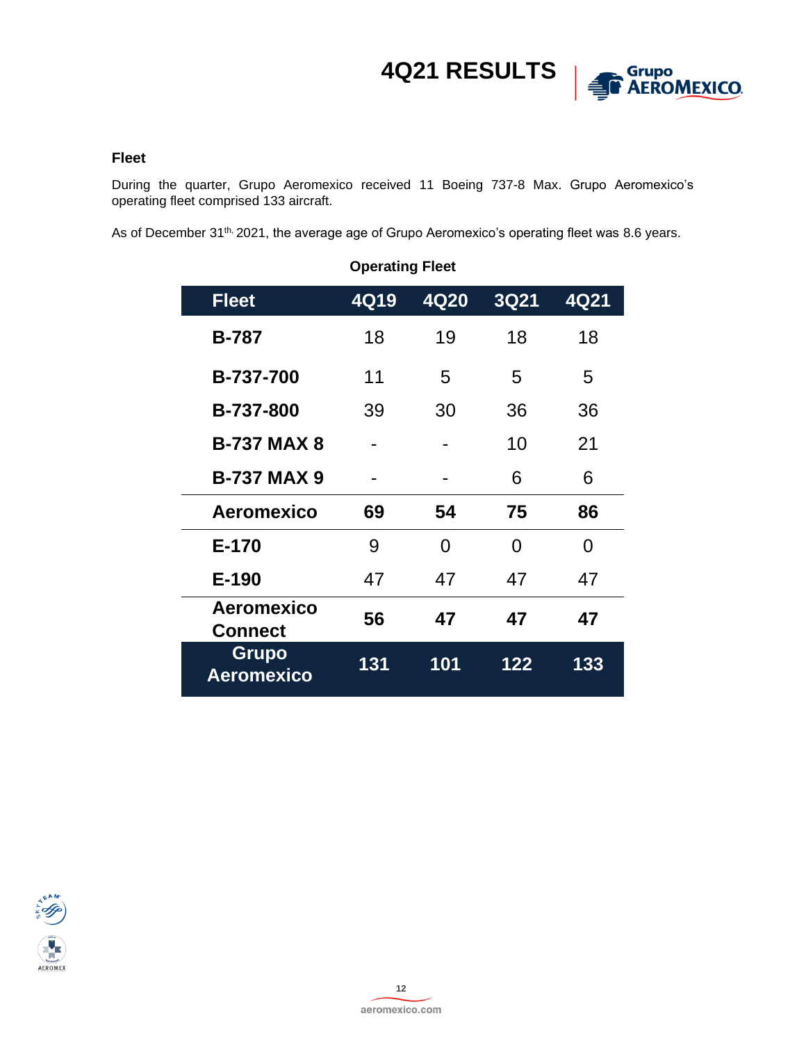### Fleet

During the quarter, Grupo Aeromexico received 11 Boeing 737-8 Max. Grupo Aeromexico's operating fleet comprised 133 aircraft.

As of December 31th, 2021, the average age of Grupo Aeromexico's operating fleet was 8.6 years.

**Operating Fleet**

| Fleet | 4Q19 | 4Q20 | 3Q21 | 4Q21 |
|---|---|---|---|---|
| **B-787** | 18 | 19 | 18 | 18 |
| **B-737-700** | 11 | 5 | 5 | 5 |
| **B-737-800** | 39 | 30 | 36 | 36 |
| **B-737 MAX 8** | - | - | 10 | 21 |
| **B-737 MAX 9** | - | - | 6 | 6 |
| **Aeromexico** | **69** | **54** | **75** | **86** |
| **E-170** | 9 | 0 | 0 | 0 |
| **E-190** | 47 | 47 | 47 | 47 |
| **Aeromexico Connect** | **56** | **47** | **47** | **47** |
| **Grupo Aeromexico** | **131** | **101** | **122** | **133** |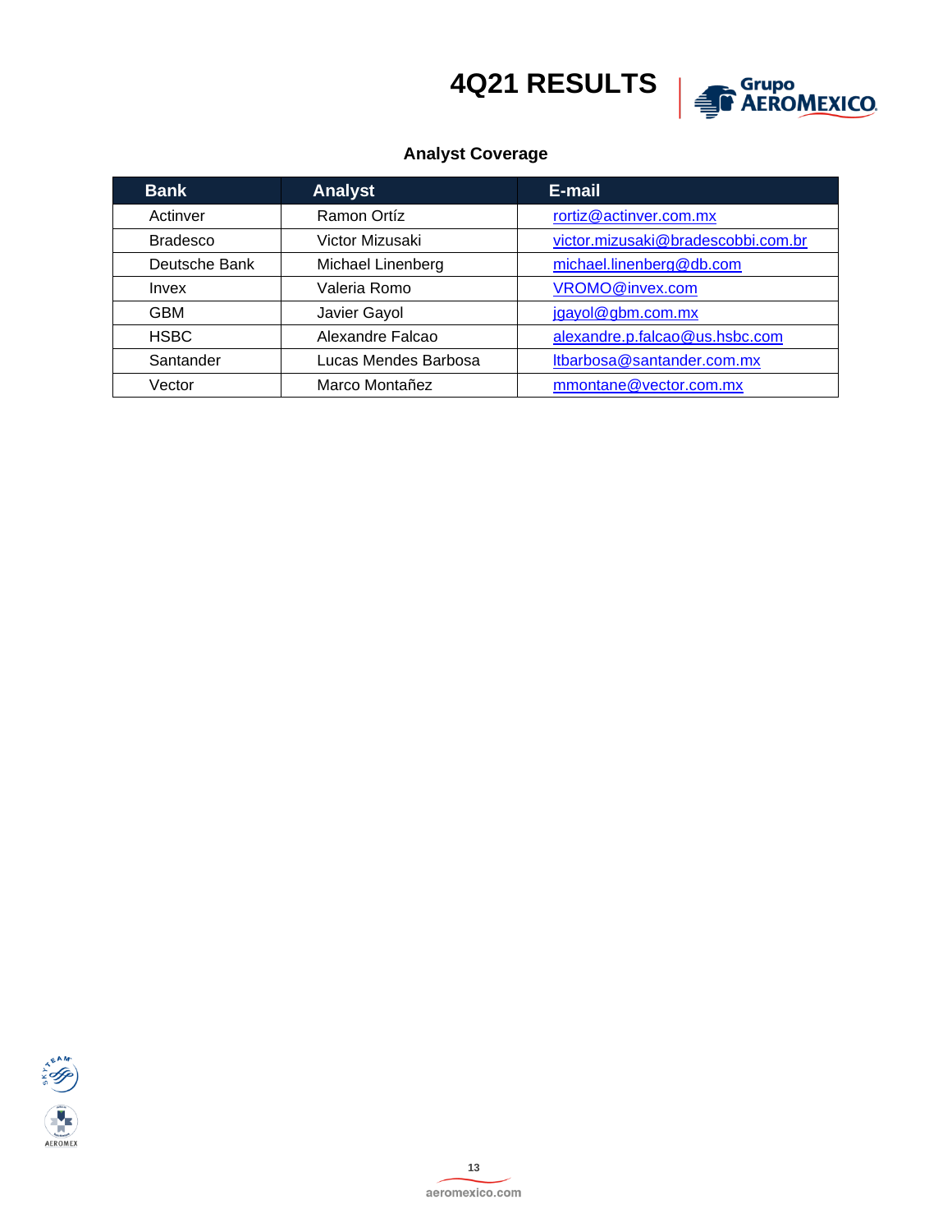## Analyst Coverage

| Bank | Analyst | E-mail |
|---|---|---|
| Actinver | Ramon Ortíz | rortiz@actinver.com.mx |
| Bradesco | Victor Mizusaki | victor.mizusaki@bradescobbi.com.br |
| Deutsche Bank | Michael Linenberg | michael.linenberg@db.com |
| Invex | Valeria Romo | VROMO@invex.com |
| GBM | Javier Gayol | jgayol@gbm.com.mx |
| HSBC | Alexandre Falcao | alexandre.p.falcao@us.hsbc.com |
| Santander | Lucas Mendes Barbosa | ltbarbosa@santander.com.mx |
| Vector | Marco Montañez | mmontane@vector.com.mx |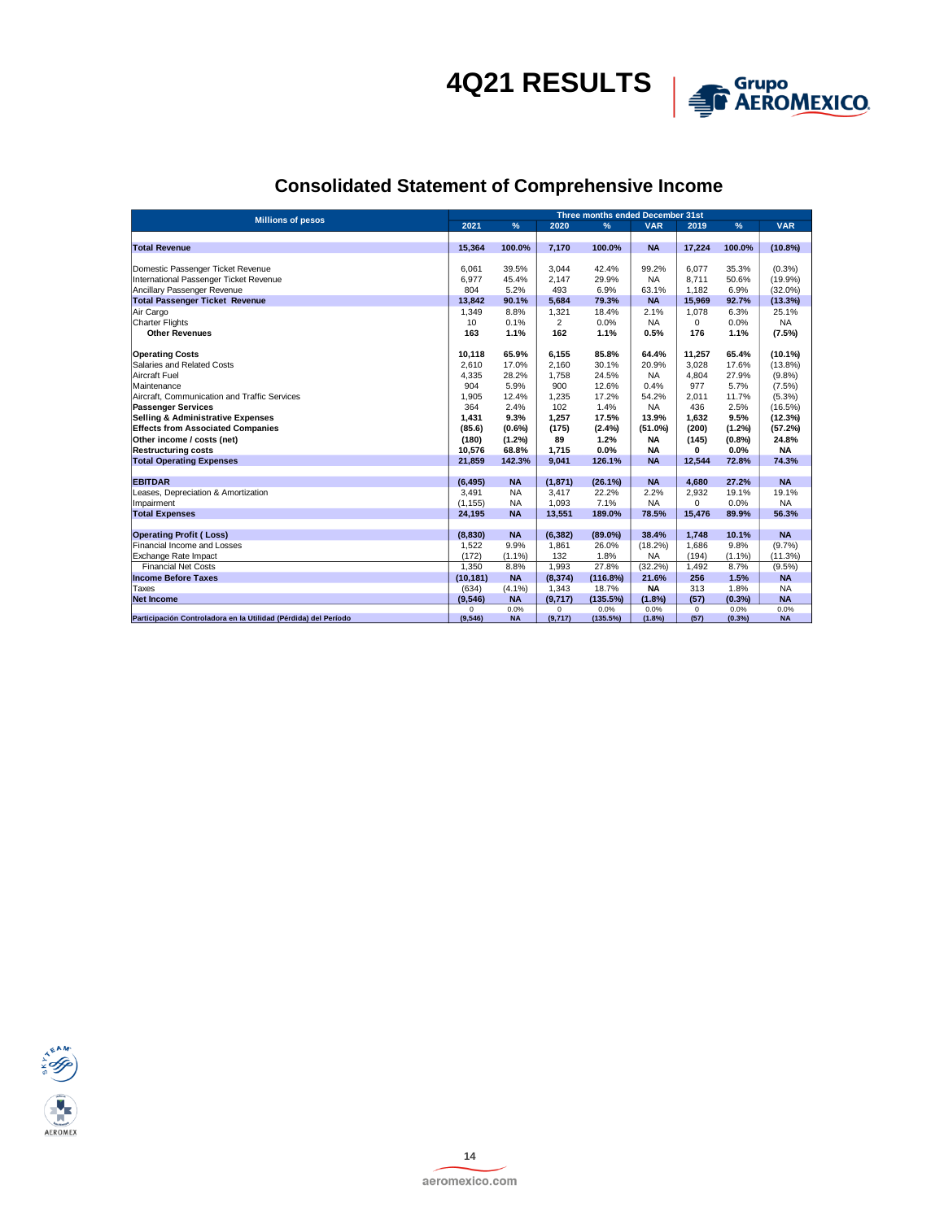# 4Q21 RESULTS

## Consolidated Statement of Comprehensive Income

| Millions of pesos | Three months ended December 31st | | | | | | | |
|---|---|---|---|---|---|---|---|---|
| | 2021 | % | 2020 | % | VAR | 2019 | % | VAR |
| **Total Revenue** | **15,364** | **100.0%** | **7,170** | **100.0%** | **NA** | **17,224** | **100.0%** | **(10.8%)** |
| Domestic Passenger Ticket Revenue | 6,061 | 39.5% | 3,044 | 42.4% | 99.2% | 6,077 | 35.3% | (0.3%) |
| International Passenger Ticket Revenue | 6,977 | 45.4% | 2,147 | 29.9% | NA | 8,711 | 50.6% | (19.9%) |
| Ancillary Passenger Revenue | 804 | 5.2% | 493 | 6.9% | 63.1% | 1,182 | 6.9% | (32.0%) |
| **Total Passenger Ticket Revenue** | **13,842** | **90.1%** | **5,684** | **79.3%** | **NA** | **15,969** | **92.7%** | **(13.3%)** |
| Air Cargo | 1,349 | 8.8% | 1,321 | 18.4% | 2.1% | 1,078 | 6.3% | 25.1% |
| Charter Flights | 10 | 0.1% | 2 | 0.0% | NA | 0 | 0.0% | NA |
| **Other Revenues** | **163** | **1.1%** | **162** | **1.1%** | **0.5%** | **176** | **1.1%** | **(7.5%)** |
| **Operating Costs** | **10,118** | **65.9%** | **6,155** | **85.8%** | **64.4%** | **11,257** | **65.4%** | **(10.1%)** |
| Salaries and Related Costs | 2,610 | 17.0% | 2,160 | 30.1% | 20.9% | 3,028 | 17.6% | (13.8%) |
| Aircraft Fuel | 4,335 | 28.2% | 1,758 | 24.5% | NA | 4,804 | 27.9% | (9.8%) |
| Maintenance | 904 | 5.9% | 900 | 12.6% | 0.4% | 977 | 5.7% | (7.5%) |
| Aircraft, Communication and Traffic Services | 1,905 | 12.4% | 1,235 | 17.2% | 54.2% | 2,011 | 11.7% | (5.3%) |
| **Passenger Services** | 364 | 2.4% | 102 | 1.4% | NA | 436 | 2.5% | (16.5%) |
| **Selling & Administrative Expenses** | **1,431** | **9.3%** | **1,257** | **17.5%** | **13.9%** | **1,632** | **9.5%** | **(12.3%)** |
| **Effects from Associated Companies** | **(85.6)** | **(0.6%)** | **(175)** | **(2.4%)** | **(51.0%)** | **(200)** | **(1.2%)** | **(57.2%)** |
| **Other income / costs (net)** | **(180)** | **(1.2%)** | **89** | **1.2%** | **NA** | **(145)** | **(0.8%)** | **24.8%** |
| **Restructuring costs** | **10,576** | **68.8%** | **1,715** | **0.0%** | **NA** | **0** | **0.0%** | **NA** |
| **Total Operating Expenses** | **21,859** | **142.3%** | **9,041** | **126.1%** | **NA** | **12,544** | **72.8%** | **74.3%** |
| **EBITDAR** | **(6,495)** | **NA** | **(1,871)** | **(26.1%)** | **NA** | **4,680** | **27.2%** | **NA** |
| Leases, Depreciation & Amortization | 3,491 | NA | 3,417 | 22.2% | 2.2% | 2,932 | 19.1% | 19.1% |
| Impairment | (1,155) | NA | 1,093 | 7.1% | NA | 0 | 0.0% | NA |
| **Total Expenses** | **24,195** | **NA** | **13,551** | **189.0%** | **78.5%** | **15,476** | **89.9%** | **56.3%** |
| **Operating Profit ( Loss)** | **(8,830)** | **NA** | **(6,382)** | **(89.0%)** | **38.4%** | **1,748** | **10.1%** | **NA** |
| Financial Income and Losses | 1,522 | 9.9% | 1,861 | 26.0% | (18.2%) | 1,686 | 9.8% | (9.7%) |
| Exchange Rate Impact | (172) | (1.1%) | 132 | 1.8% | NA | (194) | (1.1%) | (11.3%) |
| Financial Net Costs | 1,350 | 8.8% | 1,993 | 27.8% | (32.2%) | 1,492 | 8.7% | (9.5%) |
| **Income Before Taxes** | **(10,181)** | **NA** | **(8,374)** | **(116.8%)** | **21.6%** | **256** | **1.5%** | **NA** |
| Taxes | (634) | (4.1%) | 1,343 | 18.7% | **NA** | 313 | 1.8% | NA |
| **Net Income** | **(9,546)** | **NA** | **(9,717)** | **(135.5%)** | **(1.8%)** | **(57)** | **(0.3%)** | **NA** |
| | 0 | 0.0% | 0 | 0.0% | 0.0% | 0 | 0.0% | 0.0% |
| **Participación Controladora en la Utilidad (Pérdida) del Período** | **(9,546)** | **NA** | **(9,717)** | **(135.5%)** | **(1.8%)** | **(57)** | **(0.3%)** | **NA** |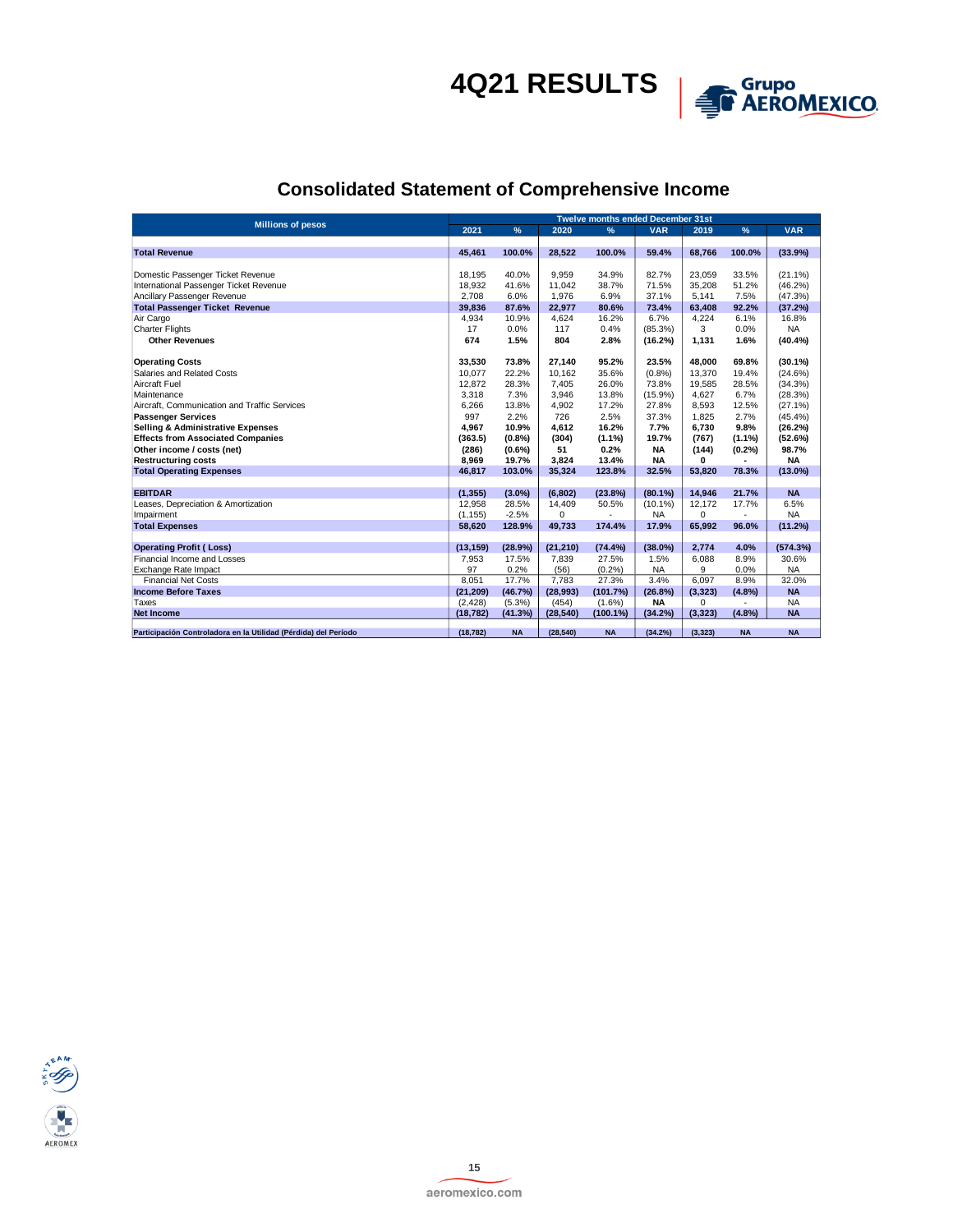## Consolidated Statement of Comprehensive Income

| Millions of pesos | Twelve months ended December 31st | | | | | | | |
|---|---|---|---|---|---|---|---|---|
| | 2021 | % | 2020 | % | VAR | 2019 | % | VAR |
| **Total Revenue** | **45,461** | **100.0%** | **28,522** | **100.0%** | **59.4%** | **68,766** | **100.0%** | **(33.9%)** |
| Domestic Passenger Ticket Revenue | 18,195 | 40.0% | 9,959 | 34.9% | 82.7% | 23,059 | 33.5% | (21.1%) |
| International Passenger Ticket Revenue | 18,932 | 41.6% | 11,042 | 38.7% | 71.5% | 35,208 | 51.2% | (46.2%) |
| Ancillary Passenger Revenue | 2,708 | 6.0% | 1,976 | 6.9% | 37.1% | 5,141 | 7.5% | (47.3%) |
| **Total Passenger Ticket Revenue** | **39,836** | **87.6%** | **22,977** | **80.6%** | **73.4%** | **63,408** | **92.2%** | **(37.2%)** |
| Air Cargo | 4,934 | 10.9% | 4,624 | 16.2% | 6.7% | 4,224 | 6.1% | 16.8% |
| Charter Flights | 17 | 0.0% | 117 | 0.4% | (85.3%) | 3 | 0.0% | NA |
| **Other Revenues** | **674** | **1.5%** | **804** | **2.8%** | **(16.2%)** | **1,131** | **1.6%** | **(40.4%)** |
| **Operating Costs** | **33,530** | **73.8%** | **27,140** | **95.2%** | **23.5%** | **48,000** | **69.8%** | **(30.1%)** |
| Salaries and Related Costs | 10,077 | 22.2% | 10,162 | 35.6% | (0.8%) | 13,370 | 19.4% | (24.6%) |
| Aircraft Fuel | 12,872 | 28.3% | 7,405 | 26.0% | 73.8% | 19,585 | 28.5% | (34.3%) |
| Maintenance | 3,318 | 7.3% | 3,946 | 13.8% | (15.9%) | 4,627 | 6.7% | (28.3%) |
| Aircraft, Communication and Traffic Services | 6,266 | 13.8% | 4,902 | 17.2% | 27.8% | 8,593 | 12.5% | (27.1%) |
| **Passenger Services** | 997 | 2.2% | 726 | 2.5% | 37.3% | 1,825 | 2.7% | (45.4%) |
| **Selling & Administrative Expenses** | **4,967** | **10.9%** | **4,612** | **16.2%** | **7.7%** | **6,730** | **9.8%** | **(26.2%)** |
| **Effects from Associated Companies** | **(363.5)** | **(0.8%)** | **(304)** | **(1.1%)** | **19.7%** | **(767)** | **(1.1%)** | **(52.6%)** |
| **Other income / costs (net)** | **(286)** | **(0.6%)** | **51** | **0.2%** | **NA** | **(144)** | **(0.2%)** | **98.7%** |
| **Restructuring costs** | **8,969** | **19.7%** | **3,824** | **13.4%** | **NA** | **0** | **-** | **NA** |
| **Total Operating Expenses** | **46,817** | **103.0%** | **35,324** | **123.8%** | **32.5%** | **53,820** | **78.3%** | **(13.0%)** |
| **EBITDAR** | **(1,355)** | **(3.0%)** | **(6,802)** | **(23.8%)** | **(80.1%)** | **14,946** | **21.7%** | **NA** |
| Leases, Depreciation & Amortization | 12,958 | 28.5% | 14,409 | 50.5% | (10.1%) | 12,172 | 17.7% | 6.5% |
| Impairment | (1,155) | -2.5% | 0 | - | NA | 0 | - | NA |
| **Total Expenses** | **58,620** | **128.9%** | **49,733** | **174.4%** | **17.9%** | **65,992** | **96.0%** | **(11.2%)** |
| **Operating Profit ( Loss)** | **(13,159)** | **(28.9%)** | **(21,210)** | **(74.4%)** | **(38.0%)** | **2,774** | **4.0%** | **(574.3%)** |
| Financial Income and Losses | 7,953 | 17.5% | 7,839 | 27.5% | 1.5% | 6,088 | 8.9% | 30.6% |
| Exchange Rate Impact | 97 | 0.2% | (56) | (0.2%) | NA | 9 | 0.0% | NA |
| Financial Net Costs | 8,051 | 17.7% | 7,783 | 27.3% | 3.4% | 6,097 | 8.9% | 32.0% |
| **Income Before Taxes** | **(21,209)** | **(46.7%)** | **(28,993)** | **(101.7%)** | **(26.8%)** | **(3,323)** | **(4.8%)** | **NA** |
| Taxes | (2,428) | (5.3%) | (454) | (1.6%) | **NA** | 0 | - | NA |
| **Net Income** | **(18,782)** | **(41.3%)** | **(28,540)** | **(100.1%)** | **(34.2%)** | **(3,323)** | **(4.8%)** | **NA** |
| **Participación Controladora en la Utilidad (Pérdida) del Periodo** | **(18,782)** | **NA** | **(28,540)** | **NA** | **(34.2%)** | **(3,323)** | **NA** | **NA** |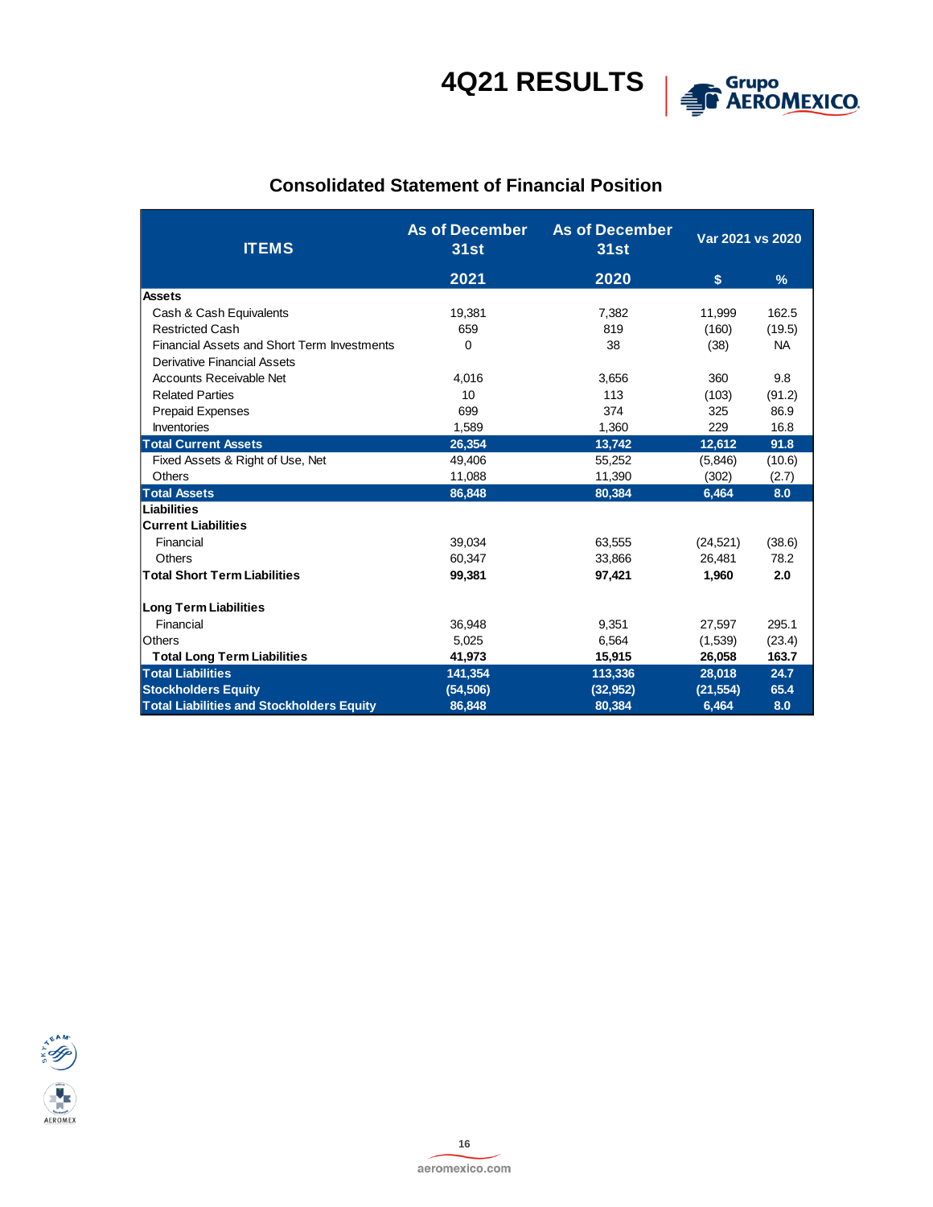# 4Q21 RESULTS

## Consolidated Statement of Financial Position

| ITEMS | As of December 31st | As of December 31st | Var 2021 vs 2020 | |
|---|---|---|---|---|
| | 2021 | 2020 | $ | % |
| **Assets** | | | | |
| Cash & Cash Equivalents | 19,381 | 7,382 | 11,999 | 162.5 |
| Restricted Cash | 659 | 819 | (160) | (19.5) |
| Financial Assets and Short Term Investments | 0 | 38 | (38) | NA |
| Derivative Financial Assets | | | | |
| Accounts Receivable Net | 4,016 | 3,656 | 360 | 9.8 |
| Related Parties | 10 | 113 | (103) | (91.2) |
| Prepaid Expenses | 699 | 374 | 325 | 86.9 |
| Inventories | 1,589 | 1,360 | 229 | 16.8 |
| **Total Current Assets** | **26,354** | **13,742** | **12,612** | **91.8** |
| Fixed Assets & Right of Use, Net | 49,406 | 55,252 | (5,846) | (10.6) |
| Others | 11,088 | 11,390 | (302) | (2.7) |
| **Total Assets** | **86,848** | **80,384** | **6,464** | **8.0** |
| **Liabilities** | | | | |
| **Current Liabilities** | | | | |
| Financial | 39,034 | 63,555 | (24,521) | (38.6) |
| Others | 60,347 | 33,866 | 26,481 | 78.2 |
| **Total Short Term Liabilities** | **99,381** | **97,421** | **1,960** | **2.0** |
| | | | | |
| **Long Term Liabilities** | | | | |
| Financial | 36,948 | 9,351 | 27,597 | 295.1 |
| Others | 5,025 | 6,564 | (1,539) | (23.4) |
| **Total Long Term Liabilities** | **41,973** | **15,915** | **26,058** | **163.7** |
| **Total Liabilities** | **141,354** | **113,336** | **28,018** | **24.7** |
| **Stockholders Equity** | **(54,506)** | **(32,952)** | **(21,554)** | **65.4** |
| **Total Liabilities and Stockholders Equity** | **86,848** | **80,384** | **6,464** | **8.0** |